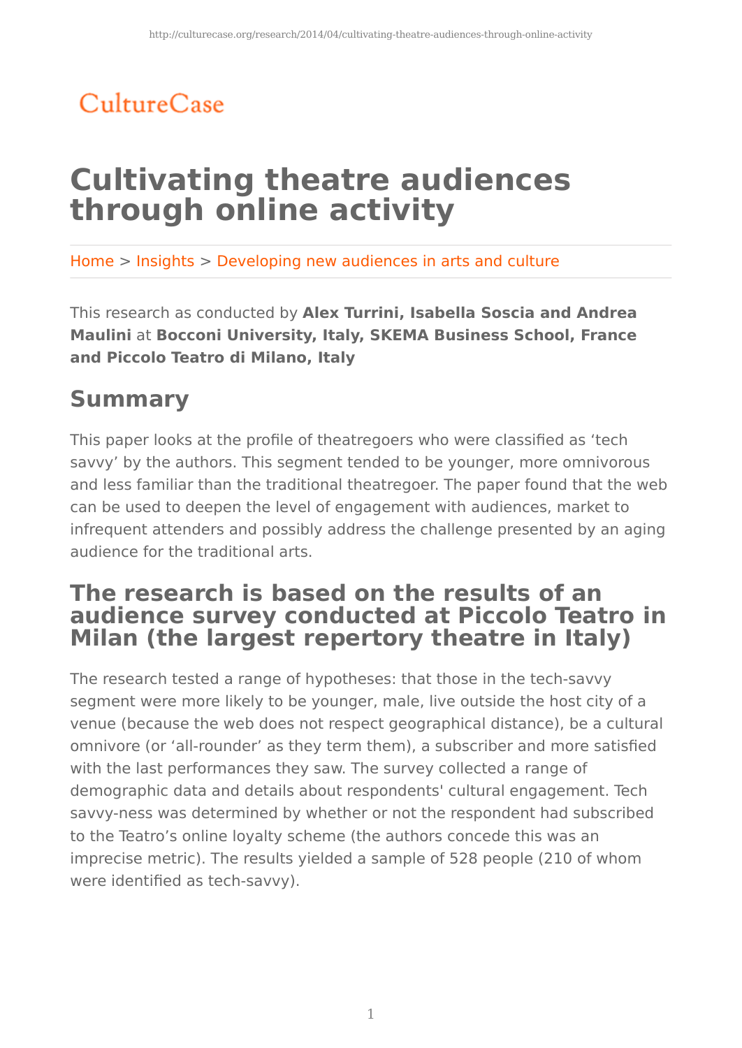CultureCase

# Cultivating theatre audiences through online activity

Home > Insights > Developing new audiences in arts and culture

This research as conducted by **Alex Turrini, Isabella Soscia and Andrea Maulini** at **Bocconi University, Italy, SKEMA Business School, France and Piccolo Teatro di Milano, Italy**

## Summary

This paper looks at the profile of theatregoers who were classified as 'tech savvy' by the authors. This segment tended to be younger, more omnivorous and less familiar than the traditional theatregoer. The paper found that the web can be used to deepen the level of engagement with audiences, market to infrequent attenders and possibly address the challenge presented by an aging audience for the traditional arts.

### The research is based on the results of an audience survey conducted at Piccolo Teatro in Milan (the largest repertory theatre in Italy)

The research tested a range of hypotheses: that those in the tech-savvy segment were more likely to be younger, male, live outside the host city of a venue (because the web does not respect geographical distance), be a cultural omnivore (or 'all-rounder' as they term them), a subscriber and more satisfied with the last performances they saw. The survey collected a range of demographic data and details about respondents' cultural engagement. Tech savvy-ness was determined by whether or not the respondent had subscribed to the Teatro's online loyalty scheme (the authors concede this was an imprecise metric). The results yielded a sample of 528 people (210 of whom were identified as tech-savvy).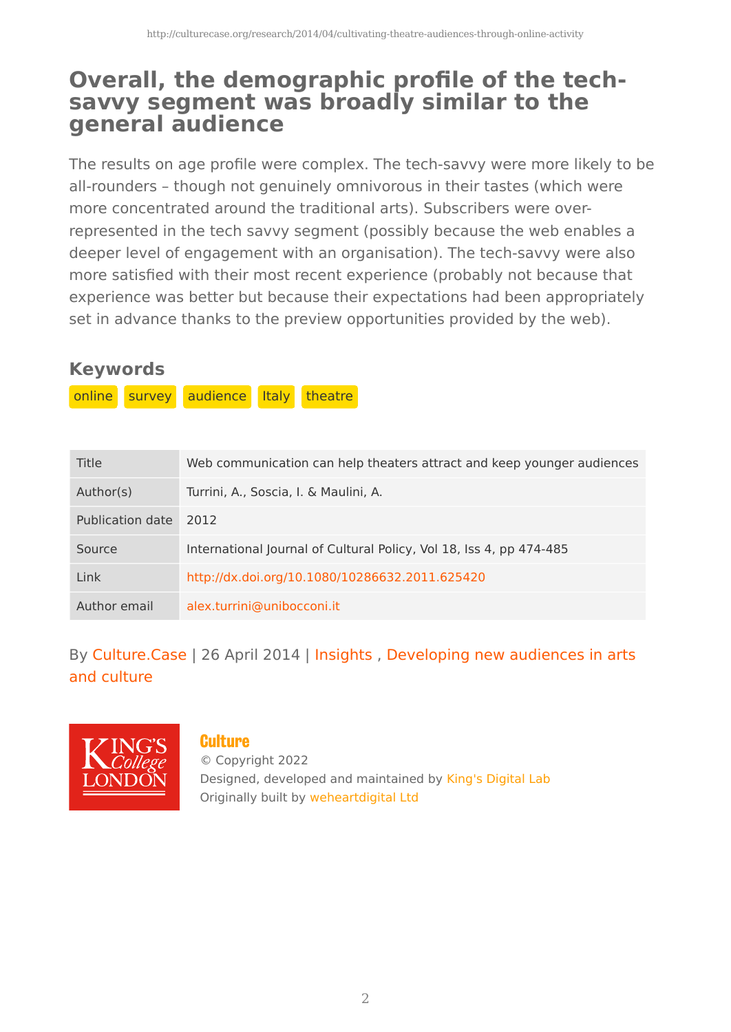## Overall, the demographic profile of the tech-savvy segment was broadly similar to the general audience

The results on age profile were complex. The tech-savvy were more likely to be all-rounders – though not genuinely omnivorous in their tastes (which were more concentrated around the traditional arts). Subscribers were over-represented in the tech savvy segment (possibly because the web enables a deeper level of engagement with an organisation). The tech-savvy were also more satisfied with their most recent experience (probably not because that experience was better but because their expectations had been appropriately set in advance thanks to the preview opportunities provided by the web).

### Keywords

online survey audience Italy theatre

| | |
|---|---|
| Title | Web communication can help theaters attract and keep younger audiences |
| Author(s) | Turrini, A., Soscia, I. & Maulini, A. |
| Publication date | 2012 |
| Source | International Journal of Cultural Policy, Vol 18, Iss 4, pp 474-485 |
| Link | http://dx.doi.org/10.1080/10286632.2011.625420 |
| Author email | alex.turrini@unibocconi.it |

By Culture.Case | 26 April 2014 | Insights , Developing new audiences in arts and culture

King's College London

Culture

© Copyright 2022

Designed, developed and maintained by King's Digital Lab

Originally built by weheartdigital Ltd